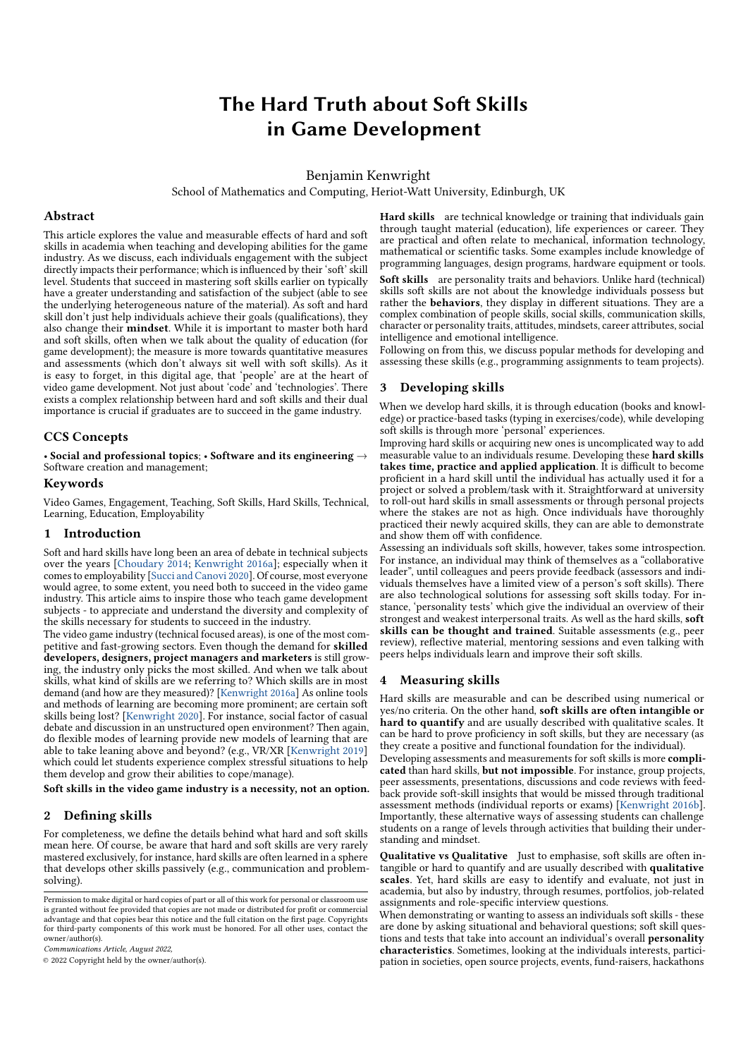# The Hard Truth about Soft Skills in Game Development

Benjamin Kenwright

School of Mathematics and Computing, Heriot-Watt University, Edinburgh, UK

## Abstract

This article explores the value and measurable effects of hard and soft skills in academia when teaching and developing abilities for the game industry. As we discuss, each individuals engagement with the subject directly impacts their performance; which is influenced by their 'soft' skill level. Students that succeed in mastering soft skills earlier on typically have a greater understanding and satisfaction of the subject (able to see the underlying heterogeneous nature of the material). As soft and hard skill don't just help individuals achieve their goals (qualifications), they also change their **mindset**. While it is important to master both hard and soft skills, often when we talk about the quality of education (for game development); the measure is more towards quantitative measures and assessments (which don't always sit well with soft skills). As it is easy to forget, in this digital age, that 'people' are at the heart of video game development. Not just about 'code' and 'technologies'. There exists a complex relationship between hard and soft skills and their dual importance is crucial if graduates are to succeed in the game industry.

## CCS Concepts

• **Social and professional topics**; • **Software and its engineering** → Software creation and management;

## Keywords

Video Games, Engagement, Teaching, Soft Skills, Hard Skills, Technical, Learning, Education, Employability

## 1 Introduction

Soft and hard skills have long been an area of debate in technical subjects over the years [Choudary 2014; Kenwright 2016a]; especially when it comes to employability [Succi and Canovi 2020]. Of course, most everyone would agree, to some extent, you need both to succeed in the video game industry. This article aims to inspire those who teach game development subjects - to appreciate and understand the diversity and complexity of the skills necessary for students to succeed in the industry.

The video game industry (technical focused areas), is one of the most competitive and fast-growing sectors. Even though the demand for **skilled developers, designers, project managers and marketers** is still growing, the industry only picks the most skilled. And when we talk about skills, what kind of skills are we referring to? Which skills are in most demand (and how are they measured)? [Kenwright 2016a] As online tools and methods of learning are becoming more prominent; are certain soft skills being lost? [Kenwright 2020]. For instance, social factor of casual debate and discussion in an unstructured open environment? Then again, do flexible modes of learning provide new models of learning that are able to take leaning above and beyond? (e.g., VR/XR [Kenwright 2019] which could let students experience complex stressful situations to help them develop and grow their abilities to cope/manage).

**Soft skills in the video game industry is a necessity, not an option.**

## 2 Defining skills

For completeness, we define the details behind what hard and soft skills mean here. Of course, be aware that hard and soft skills are very rarely mastered exclusively, for instance, hard skills are often learned in a sphere that develops other skills passively (e.g., communication and problem-solving).

**Hard skills** are technical knowledge or training that individuals gain through taught material (education), life experiences or career. They are practical and often relate to mechanical, information technology, mathematical or scientific tasks. Some examples include knowledge of programming languages, design programs, hardware equipment or tools.

**Soft skills** are personality traits and behaviors. Unlike hard (technical) skills soft skills are not about the knowledge individuals possess but rather the **behaviors**, they display in different situations. They are a complex combination of people skills, social skills, communication skills, character or personality traits, attitudes, mindsets, career attributes, social intelligence and emotional intelligence.

Following on from this, we discuss popular methods for developing and assessing these skills (e.g., programming assignments to team projects).

## 3 Developing skills

When we develop hard skills, it is through education (books and knowledge) or practice-based tasks (typing in exercises/code), while developing soft skills is through more 'personal' experiences.

Improving hard skills or acquiring new ones is uncomplicated way to add measurable value to an individuals resume. Developing these **hard skills takes time, practice and applied application**. It is difficult to become proficient in a hard skill until the individual has actually used it for a project or solved a problem/task with it. Straightforward at university to roll-out hard skills in small assessments or through personal projects where the stakes are not as high. Once individuals have thoroughly practiced their newly acquired skills, they can are able to demonstrate and show them off with confidence.

Assessing an individuals soft skills, however, takes some introspection. For instance, an individual may think of themselves as a "collaborative leader", until colleagues and peers provide feedback (assessors and individuals themselves have a limited view of a person's soft skills). There are also technological solutions for assessing soft skills today. For instance, 'personality tests' which give the individual an overview of their strongest and weakest interpersonal traits. As well as the hard skills, **soft skills can be thought and trained**. Suitable assessments (e.g., peer review), reflective material, mentoring sessions and even talking with peers helps individuals learn and improve their soft skills.

## 4 Measuring skills

Hard skills are measurable and can be described using numerical or yes/no criteria. On the other hand, **soft skills are often intangible or hard to quantify** and are usually described with qualitative scales. It can be hard to prove proficiency in soft skills, but they are necessary (as they create a positive and functional foundation for the individual).

Developing assessments and measurements for soft skills is more **complicated** than hard skills, **but not impossible**. For instance, group projects, peer assessments, presentations, discussions and code reviews with feedback provide soft-skill insights that would be missed through traditional assessment methods (individual reports or exams) [Kenwright 2016b]. Importantly, these alternative ways of assessing students can challenge students on a range of levels through activities that building their understanding and mindset.

**Qualitative vs Qualitative** Just to emphasise, soft skills are often intangible or hard to quantify and are usually described with **qualitative scales**. Yet, hard skills are easy to identify and evaluate, not just in academia, but also by industry, through resumes, portfolios, job-related assignments and role-specific interview questions.

When demonstrating or wanting to assess an individuals soft skills - these are done by asking situational and behavioral questions; soft skill questions and tests that take into account an individual's overall **personality characteristics**. Sometimes, looking at the individuals interests, participation in societies, open source projects, events, fund-raisers, hackathons

---

Permission to make digital or hard copies of part or all of this work for personal or classroom use is granted without fee provided that copies are not made or distributed for profit or commercial advantage and that copies bear this notice and the full citation on the first page. Copyrights for third-party components of this work must be honored. For all other uses, contact the owner/author(s).

*Communications Article, August 2022,*

© 2022 Copyright held by the owner/author(s).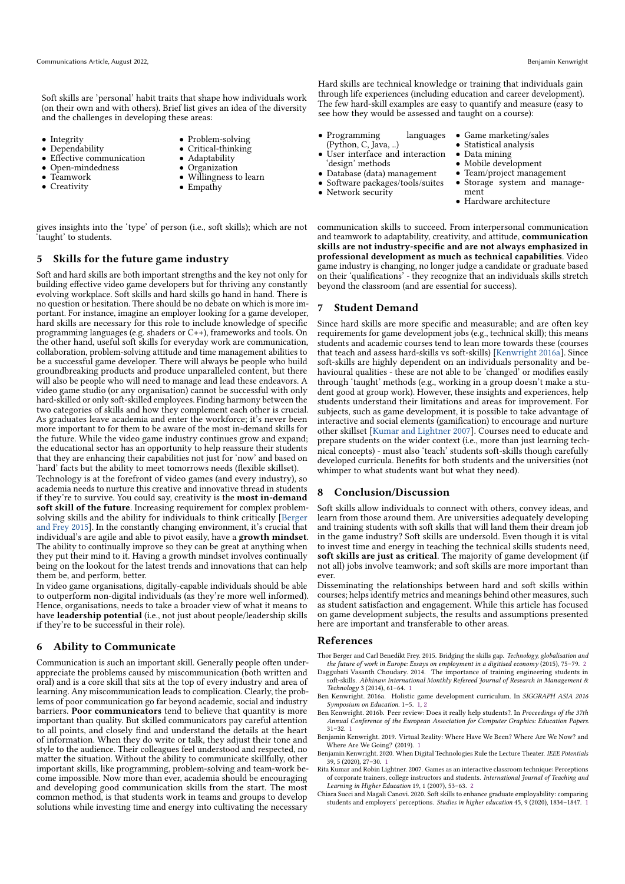Soft skills are 'personal' habit traits that shape how individuals work (on their own and with others). Brief list gives an idea of the diversity and the challenges in developing these areas:

- Integrity
- Dependability
- Effective communication
- Open-mindedness
- Teamwork
- Creativity
- Problem-solving
- Critical-thinking
- Adaptability
- Organization
- Willingness to learn
- Empathy

gives insights into the 'type' of person (i.e., soft skills); which are not 'taught' to students.

## 5 Skills for the future game industry

Soft and hard skills are both important strengths and the key not only for building effective video game developers but for thriving any constantly evolving workplace. Soft skills and hard skills go hand in hand. There is no question or hesitation. There should be no debate on which is more important. For instance, imagine an employer looking for a game developer, hard skills are necessary for this role to include knowledge of specific programming languages (e.g. shaders or C++), frameworks and tools. On the other hand, useful soft skills for everyday work are communication, collaboration, problem-solving attitude and time management abilities to be a successful game developer. There will always be people who build groundbreaking products and produce unparalleled content, but there will also be people who will need to manage and lead these endeavors. A video game studio (or any organisation) cannot be successful with only hard-skilled or only soft-skilled employees. Finding harmony between the two categories of skills and how they complement each other is crucial. As graduates leave academia and enter the workforce; it's never been more important to for them to be aware of the most in-demand skills for the future. While the video game industry continues grow and expand; the educational sector has an opportunity to help reassure their students that they are enhancing their capabilities not just for 'now' and based on 'hard' facts but the ability to meet tomorrows needs (flexible skillset).

Technology is at the forefront of video games (and every industry), so academia needs to nurture this creative and innovative thread in students if they're to survive. You could say, creativity is the **most in-demand soft skill of the future**. Increasing requirement for complex problem-solving skills and the ability for individuals to think critically [Berger and Frey 2015]. In the constantly changing environment, it's crucial that individual's are agile and able to pivot easily, have a **growth mindset**. The ability to continually improve so they can be great at anything when they put their mind to it. Having a growth mindset involves continually being on the lookout for the latest trends and innovations that can help them be, and perform, better.

In video game organisations, digitally-capable individuals should be able to outperform non-digital individuals (as they're more well informed). Hence, organisations, needs to take a broader view of what it means to have **leadership potential** (i.e., not just about people/leadership skills if they're to be successful in their role).

## 6 Ability to Communicate

Communication is such an important skill. Generally people often under-appreciate the problems caused by miscommunication (both written and oral) and is a core skill that sits at the top of every industry and area of learning. Any miscommunication leads to complication. Clearly, the problems of poor communication go far beyond academic, social and industry barriers. **Poor communicators** tend to believe that quantity is more important than quality. But skilled communicators pay careful attention to all points, and closely find and understand the details at the heart of information. When they do write or talk, they adjust their tone and style to the audience. Their colleagues feel understood and respected, no matter the situation. Without the ability to communicate skillfully, other important skills, like programming, problem-solving and team-work become impossible. Now more than ever, academia should be encouraging and developing good communication skills from the start. The most common method, is that students work in teams and groups to develop solutions while investing time and energy into cultivating the necessary communication skills to succeed. From interpersonal communication and teamwork to adaptability, creativity, and attitude, **communication skills are not industry-specific and are not always emphasized in professional development as much as technical capabilities**. Video game industry is changing, no longer judge a candidate or graduate based on their 'qualifications' - they recognize that an individuals skills stretch beyond the classroom (and are essential for success).

Hard skills are technical knowledge or training that individuals gain through life experiences (including education and career development). The few hard-skill examples are easy to quantify and measure (easy to see how they would be assessed and taught on a course):

- Programming languages (Python, C, Java, ..)
- User interface and interaction 'design' methods
- Database (data) management
- Software packages/tools/suites
- Network security
- Game marketing/sales
- Statistical analysis
- Data mining
- Mobile development
- Team/project management
- Storage system and management
- Hardware architecture

## 7 Student Demand

Since hard skills are more specific and measurable; and are often key requirements for game development jobs (e.g., technical skill); this means students and academic courses tend to lean more towards these (courses that teach and assess hard-skills vs soft-skills) [Kenwright 2016a]. Since soft-skills are highly dependent on an individuals personality and behavioural qualities - these are not able to be 'changed' or modifies easily through 'taught' methods (e.g., working in a group doesn't make a student good at group work). However, these insights and experiences, help students understand their limitations and areas for improvement. For subjects, such as game development, it is possible to take advantage of interactive and social elements (gamification) to encourage and nurture other skillset [Kumar and Lightner 2007]. Courses need to educate and prepare students on the wider context (i.e., more than just learning technical concepts) - must also 'teach' students soft-skills though carefully developed curricula. Benefits for both students and the universities (not whimper to what students want but what they need).

## 8 Conclusion/Discussion

Soft skills allow individuals to connect with others, convey ideas, and learn from those around them. Are universities adequately developing and training students with soft skills that will land them their dream job in the game industry? Soft skills are undersold. Even though it is vital to invest time and energy in teaching the technical skills students need, **soft skills are just as critical**. The majority of game development (if not all) jobs involve teamwork; and soft skills are more important than ever.

Disseminating the relationships between hard and soft skills within courses; helps identify metrics and meanings behind other measures, such as student satisfaction and engagement. While this article has focused on game development subjects, the results and assumptions presented here are important and transferable to other areas.

## References

Thor Berger and Carl Benedikt Frey. 2015. Bridging the skills gap. *Technology, globalisation and the future of work in Europe: Essays on employment in a digitised economy* (2015), 75–79. 2

Daggubati Vasanth Choudary. 2014. The importance of training engineering students in soft-skills. *Abhinav: International Monthly Refereed Journal of Research in Management & Technology* 3 (2014), 61–64. 1

Ben Kenwright. 2016a. Holistic game development curriculum. In *SIGGRAPH ASIA 2016 Symposium on Education*. 1–5. 1, 2

Ben Kenwright. 2016b. Peer review: Does it really help students?. In *Proceedings of the 37th Annual Conference of the European Association for Computer Graphics: Education Papers*. 31–32. 1

Benjamin Kenwright. 2019. Virtual Reality: Where Have We Been? Where Are We Now? and Where Are We Going? (2019). 1

Benjamin Kenwright. 2020. When Digital Technologies Rule the Lecture Theater. *IEEE Potentials* 39, 5 (2020), 27–30. 1

Rita Kumar and Robin Lightner. 2007. Games as an interactive classroom technique: Perceptions of corporate trainers, college instructors and students. *International Journal of Teaching and Learning in Higher Education* 19, 1 (2007), 53–63. 2

Chiara Succi and Magali Canovi. 2020. Soft skills to enhance graduate employability: comparing students and employers' perceptions. *Studies in higher education* 45, 9 (2020), 1834–1847. 1